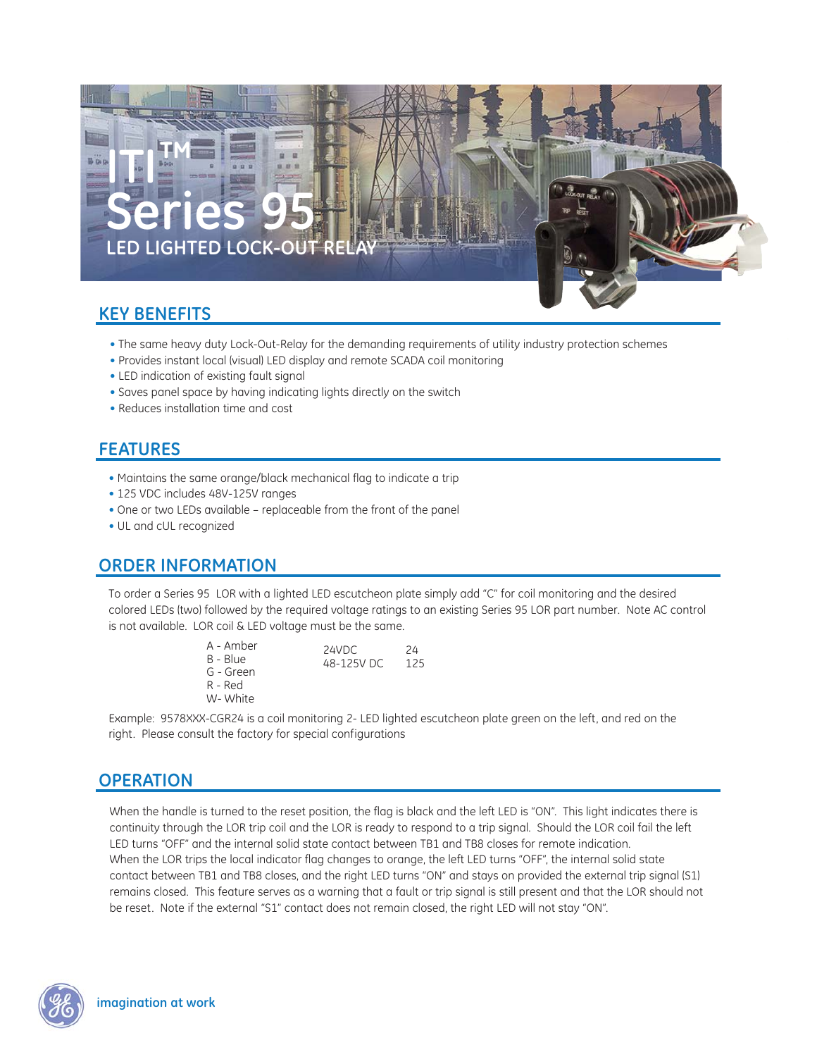# ITI™ Series 95

## LED LIGHTED LOCK-OUT RELAY

## KEY BENEFITS

- The same heavy duty Lock-Out-Relay for the demanding requirements of utility industry protection schemes
- Provides instant local (visual) LED display and remote SCADA coil monitoring
- LED indication of existing fault signal
- Saves panel space by having indicating lights directly on the switch
- Reduces installation time and cost

## FEATURES

- Maintains the same orange/black mechanical flag to indicate a trip
- 125 VDC includes 48V-125V ranges
- One or two LEDs available – replaceable from the front of the panel
- UL and cUL recognized

## ORDER INFORMATION

To order a Series 95 LOR with a lighted LED escutcheon plate simply add "C" for coil monitoring and the desired colored LEDs (two) followed by the required voltage ratings to an existing Series 95 LOR part number. Note AC control is not available. LOR coil & LED voltage must be the same.

| | | |
|---|---|---|
| A - Amber | 24VDC | 24 |
| B - Blue | 48-125V DC | 125 |
| G - Green | | |
| R - Red | | |
| W- White | | |

Example: 9578XXX-CGR24 is a coil monitoring 2- LED lighted escutcheon plate green on the left, and red on the right. Please consult the factory for special configurations

## OPERATION

When the handle is turned to the reset position, the flag is black and the left LED is "ON". This light indicates there is continuity through the LOR trip coil and the LOR is ready to respond to a trip signal. Should the LOR coil fail the left LED turns "OFF" and the internal solid state contact between TB1 and TB8 closes for remote indication.
When the LOR trips the local indicator flag changes to orange, the left LED turns "OFF", the internal solid state contact between TB1 and TB8 closes, and the right LED turns "ON" and stays on provided the external trip signal (S1) remains closed. This feature serves as a warning that a fault or trip signal is still present and that the LOR should not be reset. Note if the external "S1" contact does not remain closed, the right LED will not stay "ON".

imagination at work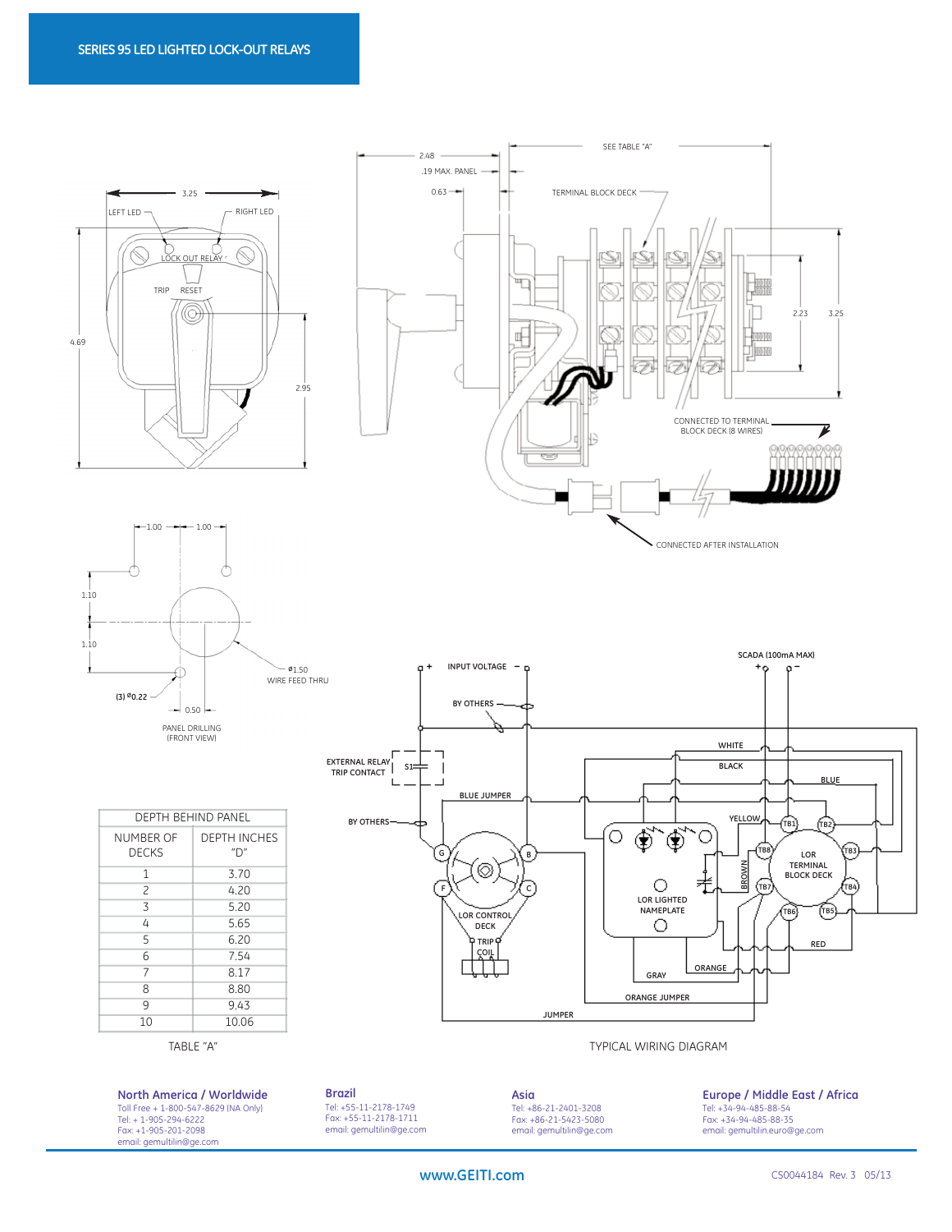## SERIES 95 LED LIGHTED LOCK-OUT RELAYS

3.25

LEFT LED

RIGHT LED

LOCK OUT RELAY

TRIP RESET

4.69

2.95

2.48

.19 MAX. PANEL

0.63

SEE TABLE "A"

TERMINAL BLOCK DECK

2.23

3.25

CONNECTED TO TERMINAL BLOCK DECK (8 WIRES)

CONNECTED AFTER INSTALLATION

1.00 1.00

1.10

1.10

(3) Ø0.22

0.50

Ø1.50 WIRE FEED THRU

PANEL DRILLING (FRONT VIEW)

| DEPTH BEHIND PANEL | |
|---|---|
| NUMBER OF DECKS | DEPTH INCHES "D" |
| 1 | 3.70 |
| 2 | 4.20 |
| 3 | 5.20 |
| 4 | 5.65 |
| 5 | 6.20 |
| 6 | 7.54 |
| 7 | 8.17 |
| 8 | 8.80 |
| 9 | 9.43 |
| 10 | 10.06 |

TABLE "A"

+ INPUT VOLTAGE −

SCADA (100mA MAX)

+ −

BY OTHERS

EXTERNAL RELAY TRIP CONTACT

S1

WHITE

BLACK

BLUE

BLUE JUMPER

YELLOW

BY OTHERS

G B F C

LOR CONTROL DECK

TRIP COIL

LOR LIGHTED NAMEPLATE

BROWN

TB1 TB2 TB3 TB4 TB5 TB6 TB7 TB8

LOR TERMINAL BLOCK DECK

RED

ORANGE

GRAY

ORANGE JUMPER

JUMPER

TYPICAL WIRING DIAGRAM

**North America / Worldwide**
Toll Free + 1-800-547-8629 (NA Only)
Tel: + 1-905-294-6222
Fax: +1-905-201-2098
email: gemultilin@ge.com

**Brazil**
Tel: +55-11-2178-1749
Fax: +55-11-2178-1711
email: gemultilin@ge.com

**Asia**
Tel: +86-21-2401-3208
Fax: +86-21-5423-5080
email: gemultilin@ge.com

**Europe / Middle East / Africa**
Tel: +34-94-485-88-54
Fax: +34-94-485-88-35
email: gemultilin.euro@ge.com

www.GEITI.com

CS0044184 Rev. 3 05/13